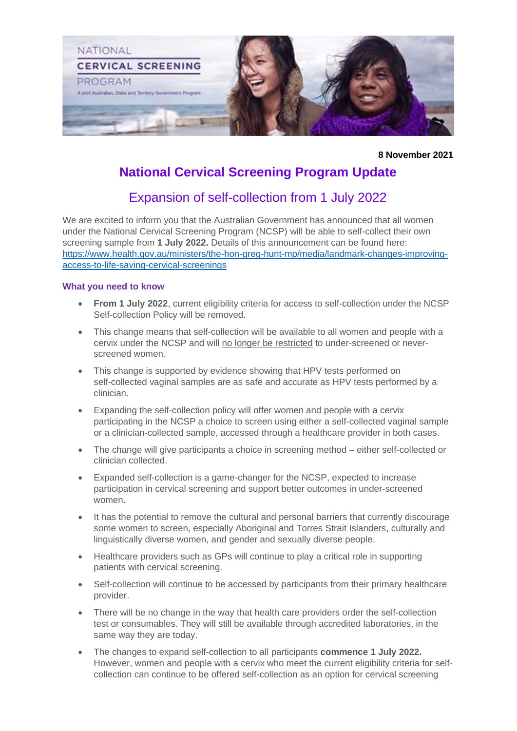8 November 2021

# National Cervical Screening Program Update

## Expansion of self-collection from 1 July 2022

We are excited to inform you that the Australian Government has announced that all women under the National Cervical Screening Program (NCSP) will be able to self-collect their own screening sample from **1 July 2022.** Details of this announcement can be found here: [https://www.health.gov.au/ministers/the-hon-greg-hunt-mp/media/landmark-changes-improving-access-to-life-saving-cervical-screenings](https://www.health.gov.au/ministers/the-hon-greg-hunt-mp/media/landmark-changes-improving-access-to-life-saving-cervical-screenings)

### What you need to know

- **From 1 July 2022**, current eligibility criteria for access to self-collection under the NCSP Self-collection Policy will be removed.
- This change means that self-collection will be available to all women and people with a cervix under the NCSP and will no longer be restricted to under-screened or never-screened women.
- This change is supported by evidence showing that HPV tests performed on self-collected vaginal samples are as safe and accurate as HPV tests performed by a clinician.
- Expanding the self-collection policy will offer women and people with a cervix participating in the NCSP a choice to screen using either a self-collected vaginal sample or a clinician-collected sample, accessed through a healthcare provider in both cases.
- The change will give participants a choice in screening method – either self-collected or clinician collected.
- Expanded self-collection is a game-changer for the NCSP, expected to increase participation in cervical screening and support better outcomes in under-screened women.
- It has the potential to remove the cultural and personal barriers that currently discourage some women to screen, especially Aboriginal and Torres Strait Islanders, culturally and linguistically diverse women, and gender and sexually diverse people.
- Healthcare providers such as GPs will continue to play a critical role in supporting patients with cervical screening.
- Self-collection will continue to be accessed by participants from their primary healthcare provider.
- There will be no change in the way that health care providers order the self-collection test or consumables. They will still be available through accredited laboratories, in the same way they are today.
- The changes to expand self-collection to all participants **commence 1 July 2022.** However, women and people with a cervix who meet the current eligibility criteria for self-collection can continue to be offered self-collection as an option for cervical screening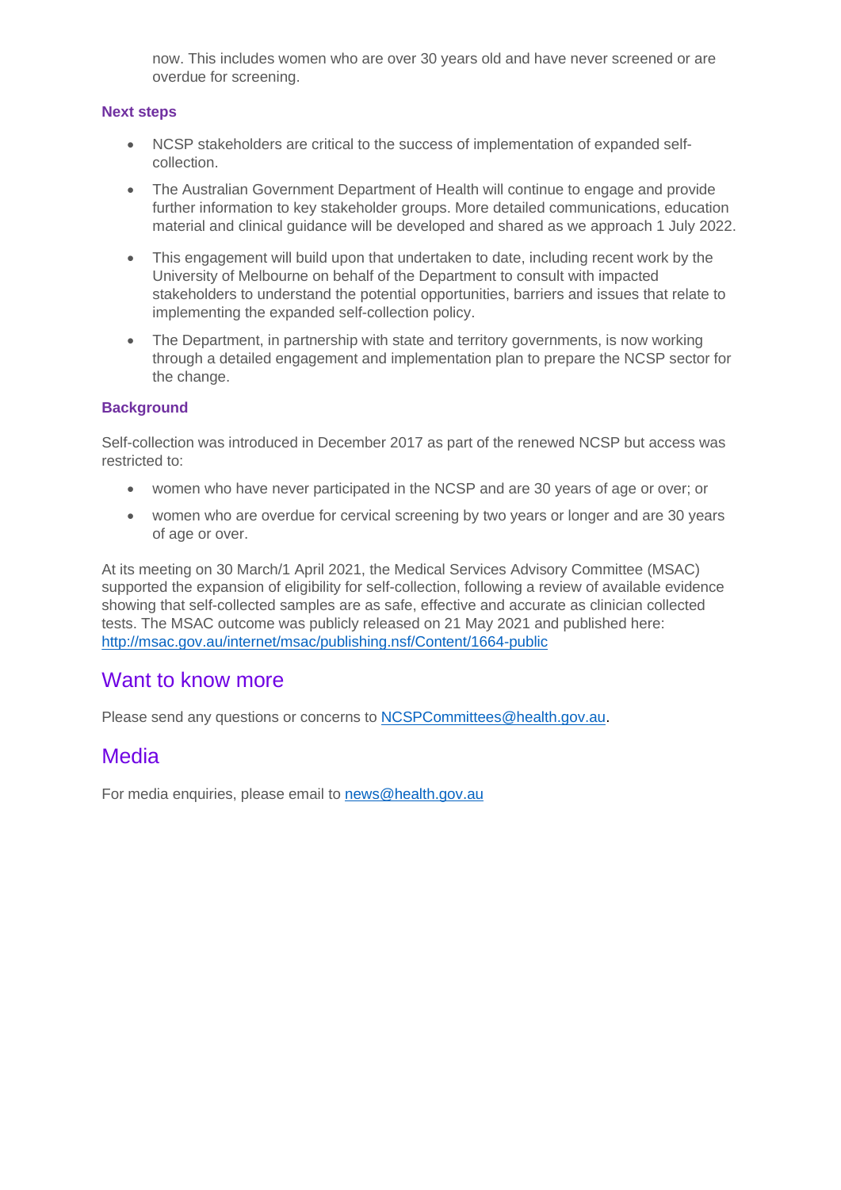now. This includes women who are over 30 years old and have never screened or are overdue for screening.

### Next steps

- NCSP stakeholders are critical to the success of implementation of expanded self-collection.
- The Australian Government Department of Health will continue to engage and provide further information to key stakeholder groups. More detailed communications, education material and clinical guidance will be developed and shared as we approach 1 July 2022.
- This engagement will build upon that undertaken to date, including recent work by the University of Melbourne on behalf of the Department to consult with impacted stakeholders to understand the potential opportunities, barriers and issues that relate to implementing the expanded self-collection policy.
- The Department, in partnership with state and territory governments, is now working through a detailed engagement and implementation plan to prepare the NCSP sector for the change.

### Background

Self-collection was introduced in December 2017 as part of the renewed NCSP but access was restricted to:

- women who have never participated in the NCSP and are 30 years of age or over; or
- women who are overdue for cervical screening by two years or longer and are 30 years of age or over.

At its meeting on 30 March/1 April 2021, the Medical Services Advisory Committee (MSAC) supported the expansion of eligibility for self-collection, following a review of available evidence showing that self-collected samples are as safe, effective and accurate as clinician collected tests. The MSAC outcome was publicly released on 21 May 2021 and published here: [http://msac.gov.au/internet/msac/publishing.nsf/Content/1664-public](http://msac.gov.au/internet/msac/publishing.nsf/Content/1664-public)

## Want to know more

Please send any questions or concerns to [NCSPCommittees@health.gov.au](mailto:NCSPCommittees@health.gov.au).

## Media

For media enquiries, please email to [news@health.gov.au](mailto:news@health.gov.au)